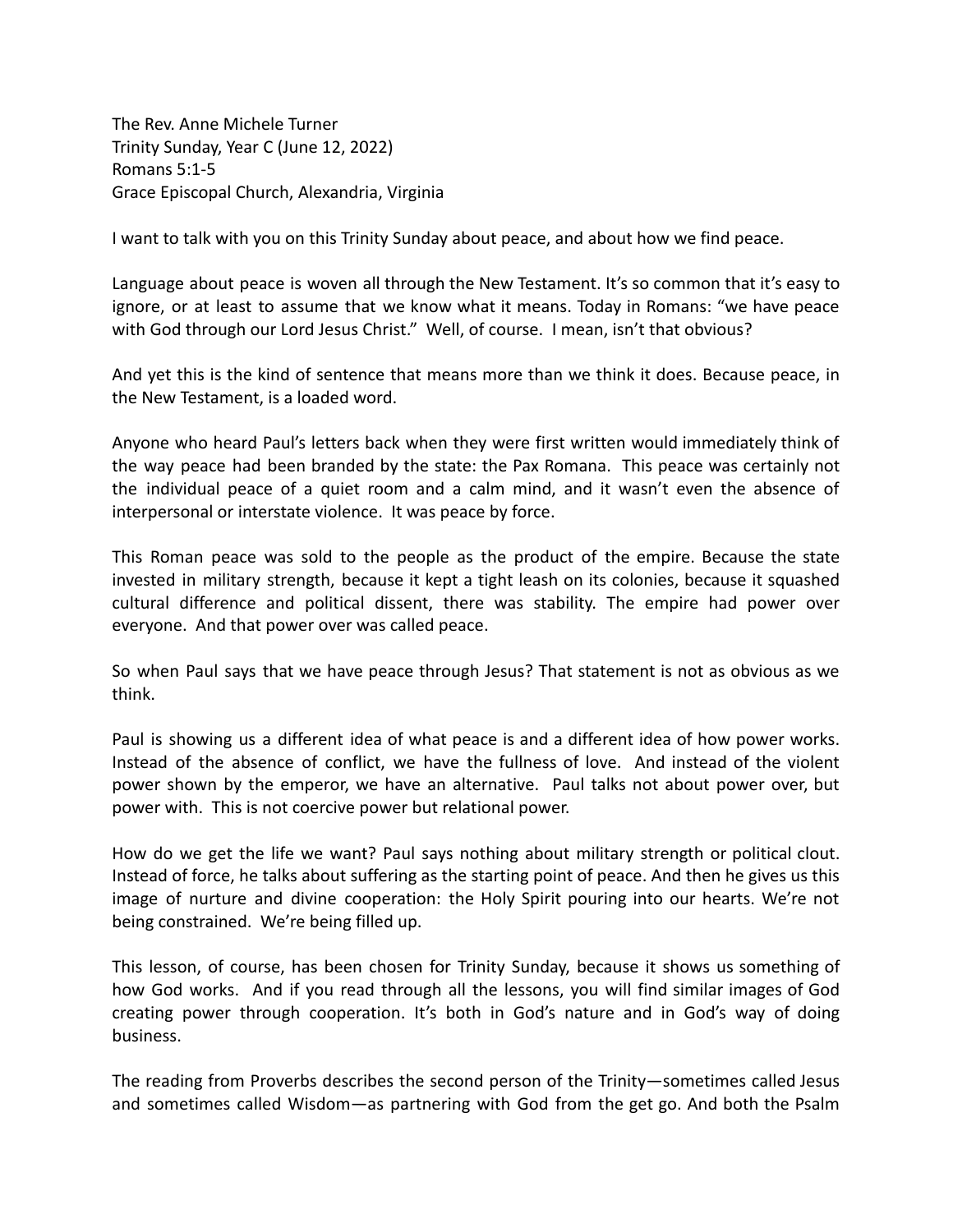The Rev. Anne Michele Turner
Trinity Sunday, Year C (June 12, 2022)
Romans 5:1-5
Grace Episcopal Church, Alexandria, Virginia

I want to talk with you on this Trinity Sunday about peace, and about how we find peace.

Language about peace is woven all through the New Testament. It's so common that it's easy to ignore, or at least to assume that we know what it means. Today in Romans: "we have peace with God through our Lord Jesus Christ." Well, of course. I mean, isn't that obvious?

And yet this is the kind of sentence that means more than we think it does. Because peace, in the New Testament, is a loaded word.

Anyone who heard Paul's letters back when they were first written would immediately think of the way peace had been branded by the state: the Pax Romana. This peace was certainly not the individual peace of a quiet room and a calm mind, and it wasn't even the absence of interpersonal or interstate violence. It was peace by force.

This Roman peace was sold to the people as the product of the empire. Because the state invested in military strength, because it kept a tight leash on its colonies, because it squashed cultural difference and political dissent, there was stability. The empire had power over everyone. And that power over was called peace.

So when Paul says that we have peace through Jesus? That statement is not as obvious as we think.

Paul is showing us a different idea of what peace is and a different idea of how power works. Instead of the absence of conflict, we have the fullness of love. And instead of the violent power shown by the emperor, we have an alternative. Paul talks not about power over, but power with. This is not coercive power but relational power.

How do we get the life we want? Paul says nothing about military strength or political clout. Instead of force, he talks about suffering as the starting point of peace. And then he gives us this image of nurture and divine cooperation: the Holy Spirit pouring into our hearts. We're not being constrained. We're being filled up.

This lesson, of course, has been chosen for Trinity Sunday, because it shows us something of how God works. And if you read through all the lessons, you will find similar images of God creating power through cooperation. It's both in God's nature and in God's way of doing business.

The reading from Proverbs describes the second person of the Trinity—sometimes called Jesus and sometimes called Wisdom—as partnering with God from the get go. And both the Psalm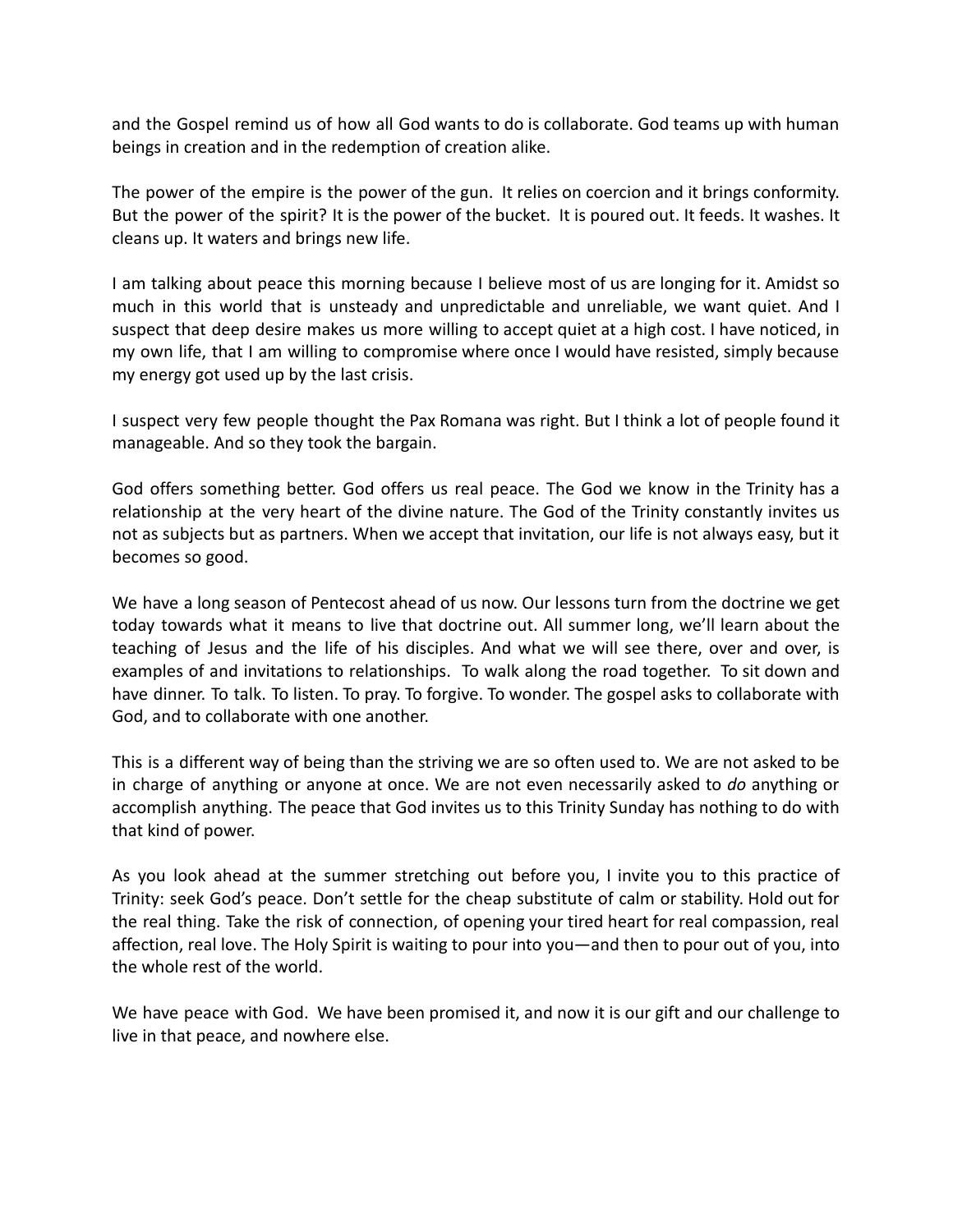and the Gospel remind us of how all God wants to do is collaborate. God teams up with human beings in creation and in the redemption of creation alike.

The power of the empire is the power of the gun. It relies on coercion and it brings conformity. But the power of the spirit? It is the power of the bucket. It is poured out. It feeds. It washes. It cleans up. It waters and brings new life.

I am talking about peace this morning because I believe most of us are longing for it. Amidst so much in this world that is unsteady and unpredictable and unreliable, we want quiet. And I suspect that deep desire makes us more willing to accept quiet at a high cost. I have noticed, in my own life, that I am willing to compromise where once I would have resisted, simply because my energy got used up by the last crisis.

I suspect very few people thought the Pax Romana was right. But I think a lot of people found it manageable. And so they took the bargain.

God offers something better. God offers us real peace. The God we know in the Trinity has a relationship at the very heart of the divine nature. The God of the Trinity constantly invites us not as subjects but as partners. When we accept that invitation, our life is not always easy, but it becomes so good.

We have a long season of Pentecost ahead of us now. Our lessons turn from the doctrine we get today towards what it means to live that doctrine out. All summer long, we'll learn about the teaching of Jesus and the life of his disciples. And what we will see there, over and over, is examples of and invitations to relationships. To walk along the road together. To sit down and have dinner. To talk. To listen. To pray. To forgive. To wonder. The gospel asks to collaborate with God, and to collaborate with one another.

This is a different way of being than the striving we are so often used to. We are not asked to be in charge of anything or anyone at once. We are not even necessarily asked to *do* anything or accomplish anything. The peace that God invites us to this Trinity Sunday has nothing to do with that kind of power.

As you look ahead at the summer stretching out before you, I invite you to this practice of Trinity: seek God's peace. Don't settle for the cheap substitute of calm or stability. Hold out for the real thing. Take the risk of connection, of opening your tired heart for real compassion, real affection, real love. The Holy Spirit is waiting to pour into you—and then to pour out of you, into the whole rest of the world.

We have peace with God. We have been promised it, and now it is our gift and our challenge to live in that peace, and nowhere else.